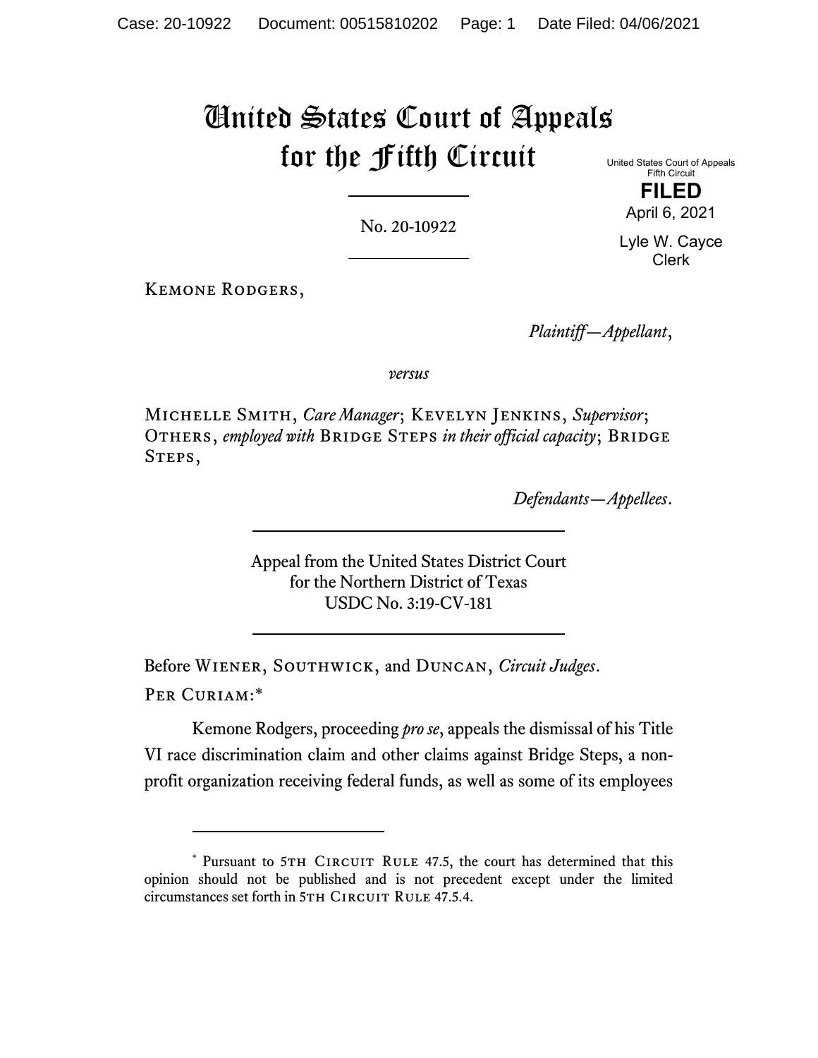# United States Court of Appeals for the Fifth Circuit

United States Court of Appeals
Fifth Circuit

**FILED**

April 6, 2021

Lyle W. Cayce
Clerk

No. 20-10922

---

Kemone Rodgers,

*Plaintiff—Appellant*,

*versus*

Michelle Smith, *Care Manager*; Kevelyn Jenkins, *Supervisor*; Others, *employed with* Bridge Steps *in their official capacity*; Bridge Steps,

*Defendants—Appellees*.

---

Appeal from the United States District Court
for the Northern District of Texas
USDC No. 3:19-CV-181

---

Before Wiener, Southwick, and Duncan, *Circuit Judges*.

Per Curiam:*

Kemone Rodgers, proceeding *pro se*, appeals the dismissal of his Title VI race discrimination claim and other claims against Bridge Steps, a non-profit organization receiving federal funds, as well as some of its employees

---

\* Pursuant to 5th Circuit Rule 47.5, the court has determined that this opinion should not be published and is not precedent except under the limited circumstances set forth in 5th Circuit Rule 47.5.4.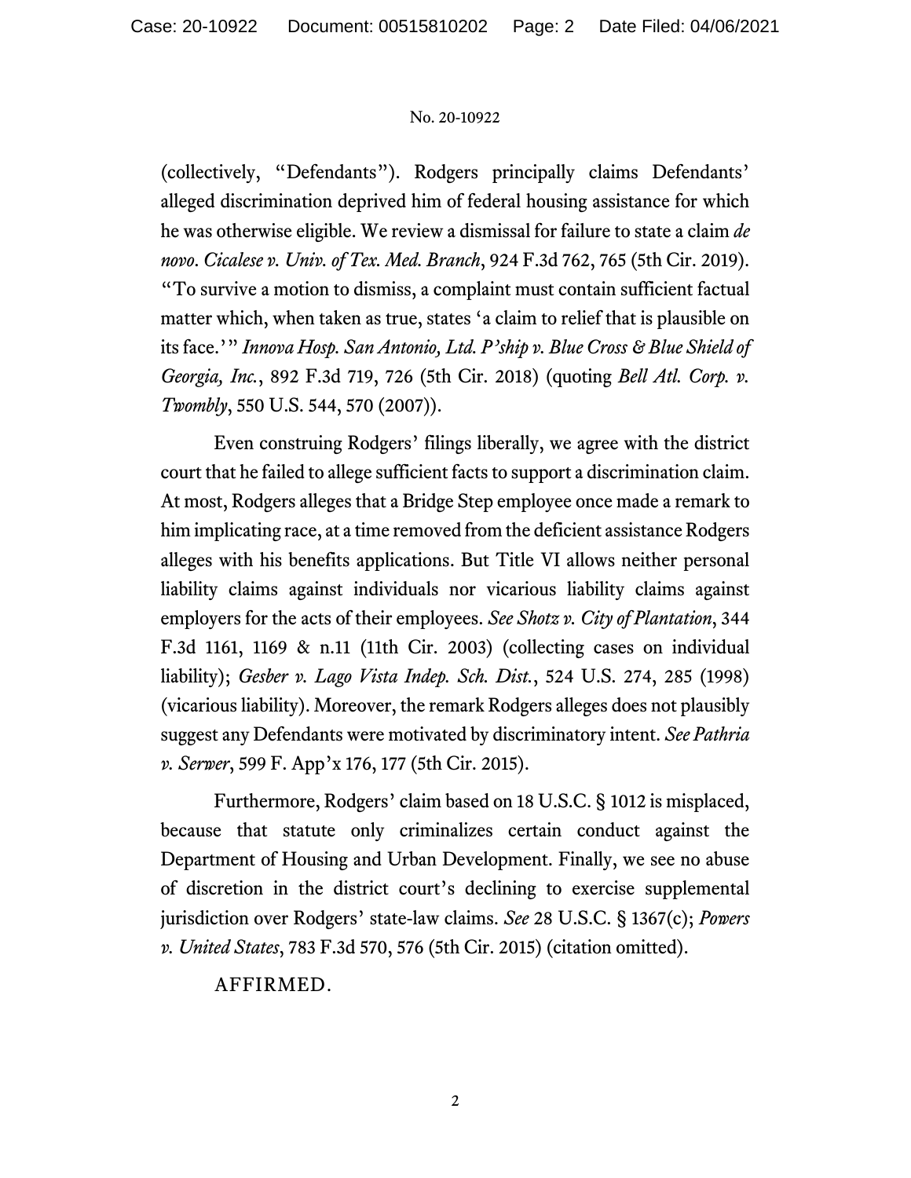(collectively, "Defendants"). Rodgers principally claims Defendants' alleged discrimination deprived him of federal housing assistance for which he was otherwise eligible. We review a dismissal for failure to state a claim *de novo*. *Cicalese v. Univ. of Tex. Med. Branch*, 924 F.3d 762, 765 (5th Cir. 2019). "To survive a motion to dismiss, a complaint must contain sufficient factual matter which, when taken as true, states 'a claim to relief that is plausible on its face.'" *Innova Hosp. San Antonio, Ltd. P'ship v. Blue Cross & Blue Shield of Georgia, Inc.*, 892 F.3d 719, 726 (5th Cir. 2018) (quoting *Bell Atl. Corp. v. Twombly*, 550 U.S. 544, 570 (2007)).

Even construing Rodgers' filings liberally, we agree with the district court that he failed to allege sufficient facts to support a discrimination claim. At most, Rodgers alleges that a Bridge Step employee once made a remark to him implicating race, at a time removed from the deficient assistance Rodgers alleges with his benefits applications. But Title VI allows neither personal liability claims against individuals nor vicarious liability claims against employers for the acts of their employees. *See Shotz v. City of Plantation*, 344 F.3d 1161, 1169 & n.11 (11th Cir. 2003) (collecting cases on individual liability); *Gesber v. Lago Vista Indep. Sch. Dist.*, 524 U.S. 274, 285 (1998) (vicarious liability). Moreover, the remark Rodgers alleges does not plausibly suggest any Defendants were motivated by discriminatory intent. *See Pathria v. Serwer*, 599 F. App'x 176, 177 (5th Cir. 2015).

Furthermore, Rodgers' claim based on 18 U.S.C. § 1012 is misplaced, because that statute only criminalizes certain conduct against the Department of Housing and Urban Development. Finally, we see no abuse of discretion in the district court's declining to exercise supplemental jurisdiction over Rodgers' state-law claims. *See* 28 U.S.C. § 1367(c); *Powers v. United States*, 783 F.3d 570, 576 (5th Cir. 2015) (citation omitted).

AFFIRMED.